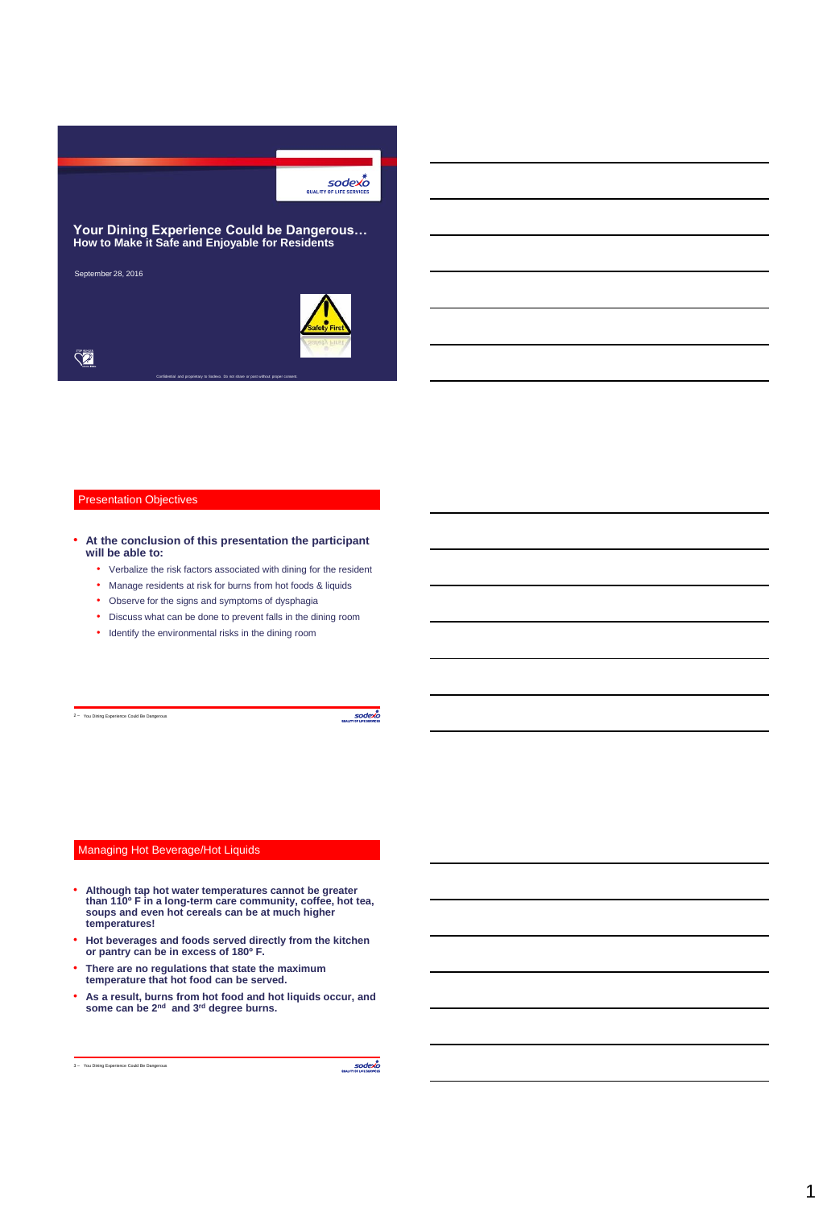# Your Dining Experience Could be Dangerous…

## How to Make it Safe and Enjoyable for Residents

September 28, 2016

Safety First

Confidential and proprietary to Sodexo. Do not share or post without proper consent.

## Presentation Objectives

- **At the conclusion of this presentation the participant will be able to:**
  - Verbalize the risk factors associated with dining for the resident
  - Manage residents at risk for burns from hot foods & liquids
  - Observe for the signs and symptoms of dysphagia
  - Discuss what can be done to prevent falls in the dining room
  - Identify the environmental risks in the dining room

## Managing Hot Beverage/Hot Liquids

- **Although tap hot water temperatures cannot be greater than 110º F in a long-term care community, coffee, hot tea, soups and even hot cereals can be at much higher temperatures!**
- **Hot beverages and foods served directly from the kitchen or pantry can be in excess of 180º F.**
- **There are no regulations that state the maximum temperature that hot food can be served.**
- **As a result, burns from hot food and hot liquids occur, and some can be 2nd and 3rd degree burns.**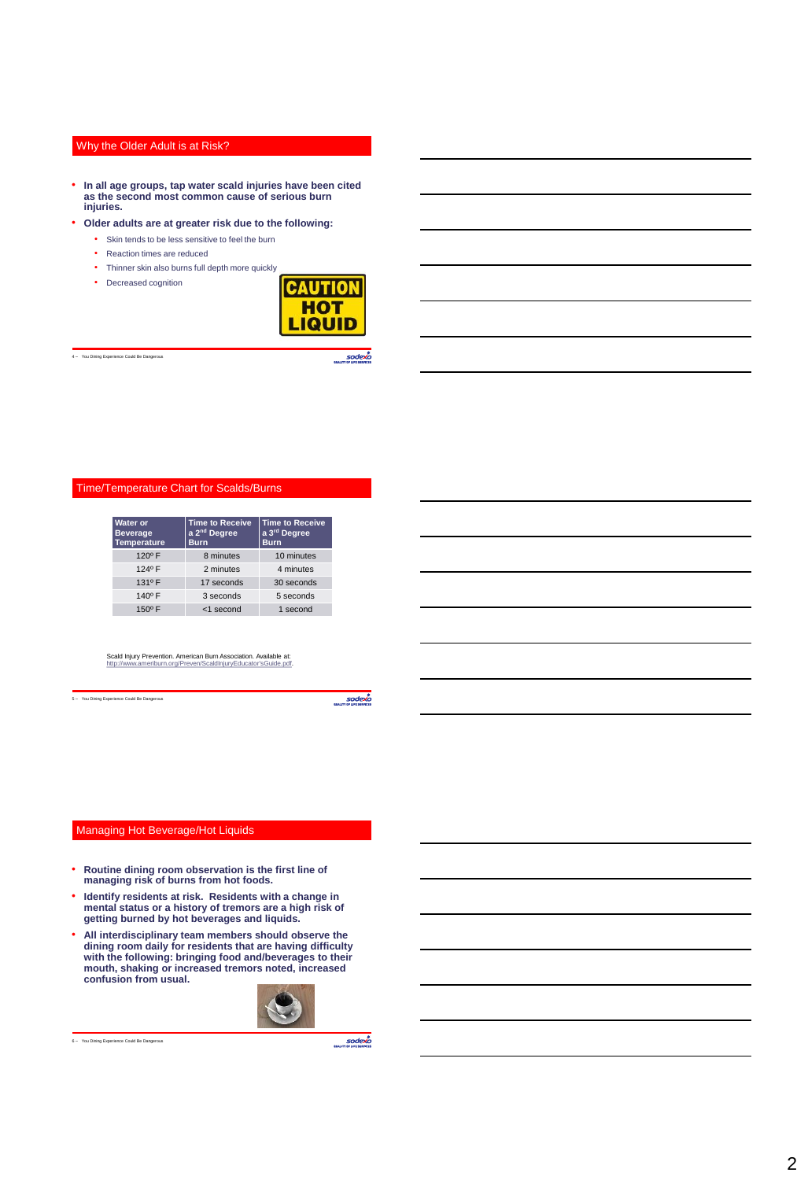## Why the Older Adult is at Risk?

- **In all age groups, tap water scald injuries have been cited as the second most common cause of serious burn injuries.**
- **Older adults are at greater risk due to the following:**
  - Skin tends to be less sensitive to feel the burn
  - Reaction times are reduced
  - Thinner skin also burns full depth more quickly
  - Decreased cognition

CAUTION HOT LIQUID

## Time/Temperature Chart for Scalds/Burns

| Water or Beverage Temperature | Time to Receive a 2nd Degree Burn | Time to Receive a 3rd Degree Burn |
| --- | --- | --- |
| 120º F | 8 minutes | 10 minutes |
| 124º F | 2 minutes | 4 minutes |
| 131º F | 17 seconds | 30 seconds |
| 140º F | 3 seconds | 5 seconds |
| 150º F | <1 second | 1 second |

Scald Injury Prevention. American Burn Association. Available at: http://www.ameriburn.org/Preven/ScaldInjuryEducator'sGuide.pdf.

## Managing Hot Beverage/Hot Liquids

- **Routine dining room observation is the first line of managing risk of burns from hot foods.**
- **Identify residents at risk. Residents with a change in mental status or a history of tremors are a high risk of getting burned by hot beverages and liquids.**
- **All interdisciplinary team members should observe the dining room daily for residents that are having difficulty with the following: bringing food and/beverages to their mouth, shaking or increased tremors noted, increased confusion from usual.**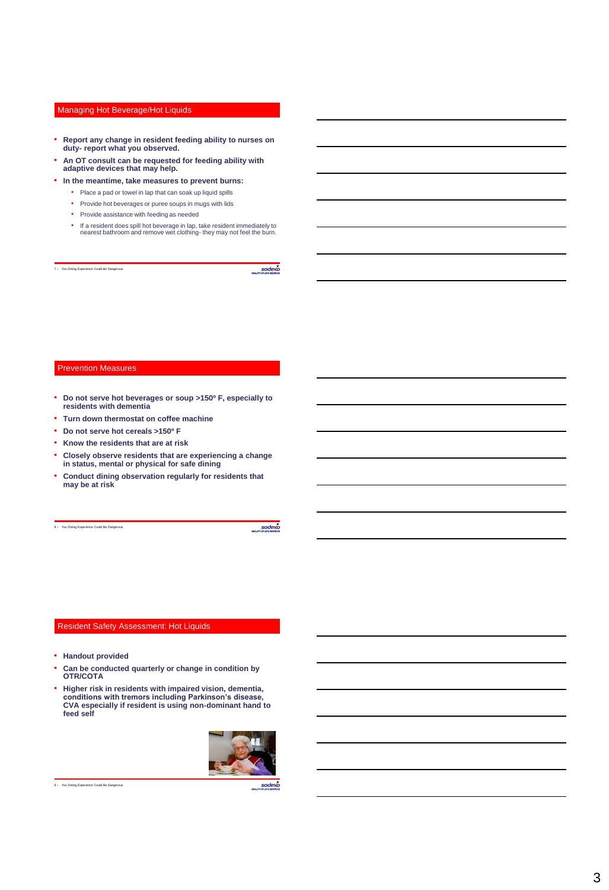## Managing Hot Beverage/Hot Liquids

- **Report any change in resident feeding ability to nurses on duty- report what you observed.**
- **An OT consult can be requested for feeding ability with adaptive devices that may help.**
- **In the meantime, take measures to prevent burns:**
  - Place a pad or towel in lap that can soak up liquid spills
  - Provide hot beverages or puree soups in mugs with lids
  - Provide assistance with feeding as needed
  - If a resident does spill hot beverage in lap, take resident immediately to nearest bathroom and remove wet clothing- they may not feel the burn.

## Prevention Measures

- **Do not serve hot beverages or soup >150º F, especially to residents with dementia**
- **Turn down thermostat on coffee machine**
- **Do not serve hot cereals >150º F**
- **Know the residents that are at risk**
- **Closely observe residents that are experiencing a change in status, mental or physical for safe dining**
- **Conduct dining observation regularly for residents that may be at risk**

## Resident Safety Assessment: Hot Liquids

- **Handout provided**
- **Can be conducted quarterly or change in condition by OTR/COTA**
- **Higher risk in residents with impaired vision, dementia, conditions with tremors including Parkinson's disease, CVA especially if resident is using non-dominant hand to feed self**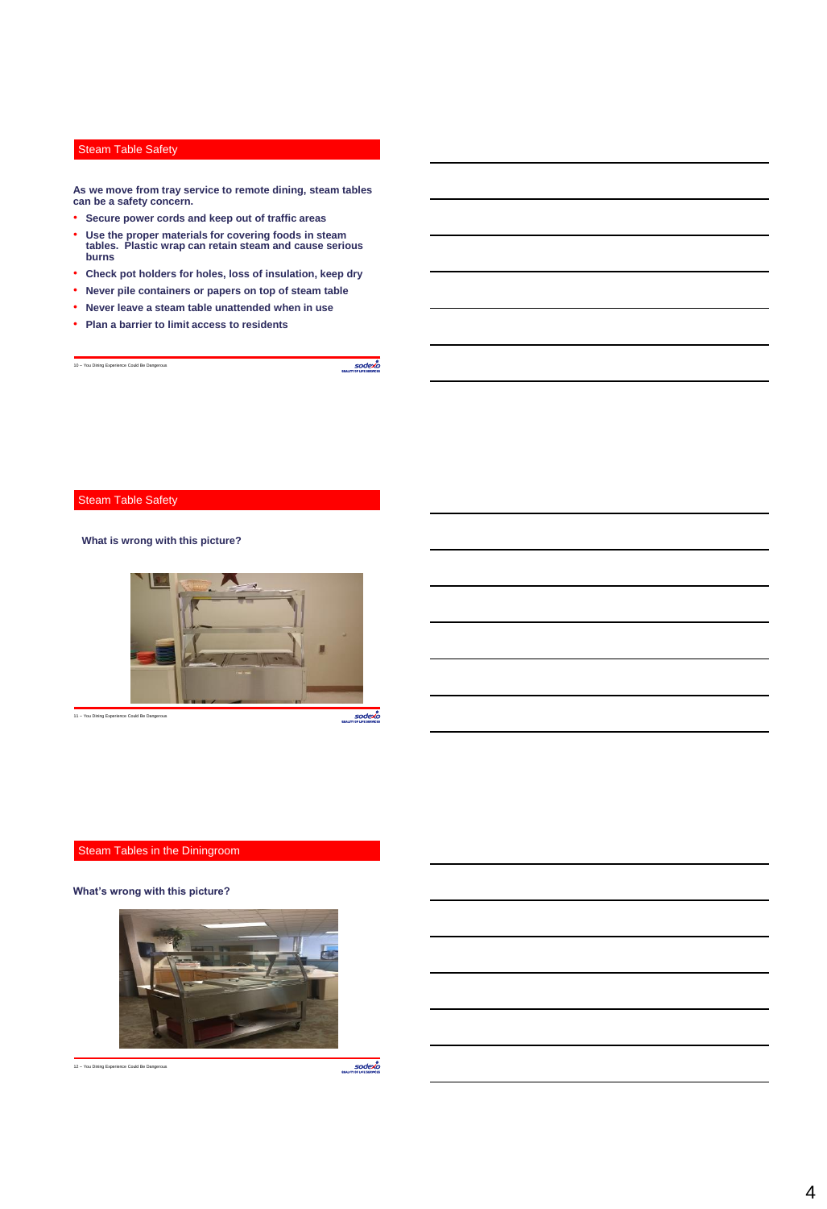## Steam Table Safety

**As we move from tray service to remote dining, steam tables can be a safety concern.**

- **Secure power cords and keep out of traffic areas**
- **Use the proper materials for covering foods in steam tables. Plastic wrap can retain steam and cause serious burns**
- **Check pot holders for holes, loss of insulation, keep dry**
- **Never pile containers or papers on top of steam table**
- **Never leave a steam table unattended when in use**
- **Plan a barrier to limit access to residents**

## Steam Table Safety

**What is wrong with this picture?**

## Steam Tables in the Diningroom

**What's wrong with this picture?**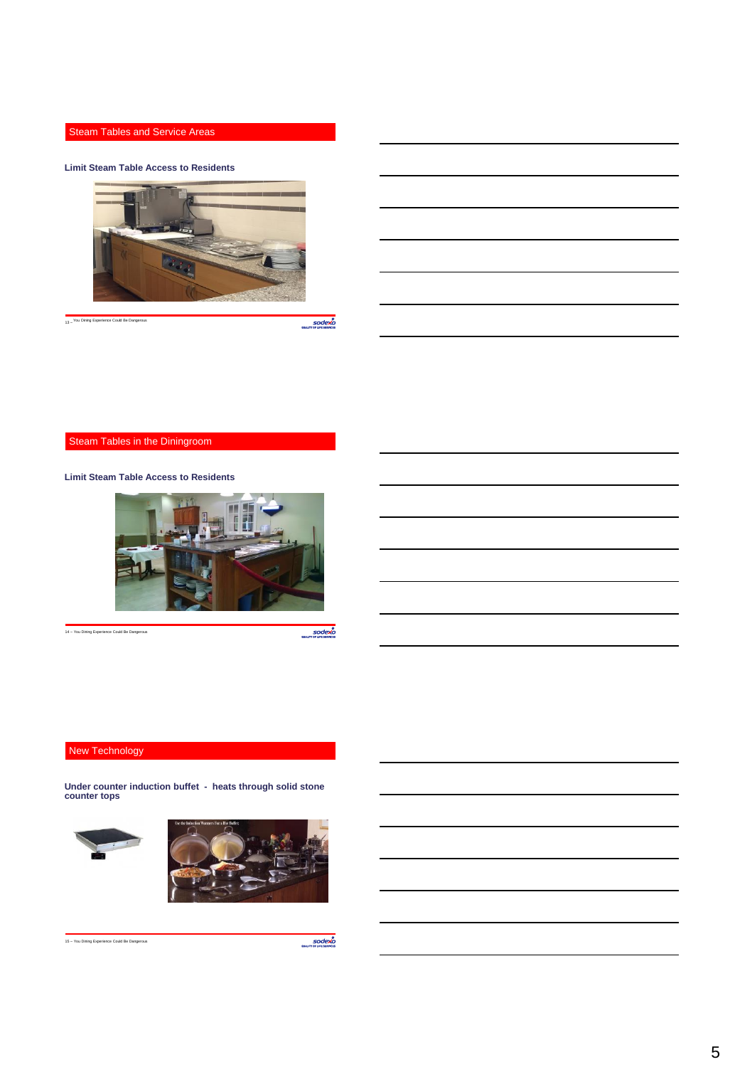## Steam Tables and Service Areas

**Limit Steam Table Access to Residents**

## Steam Tables in the Diningroom

**Limit Steam Table Access to Residents**

## New Technology

**Under counter induction buffet - heats through solid stone counter tops**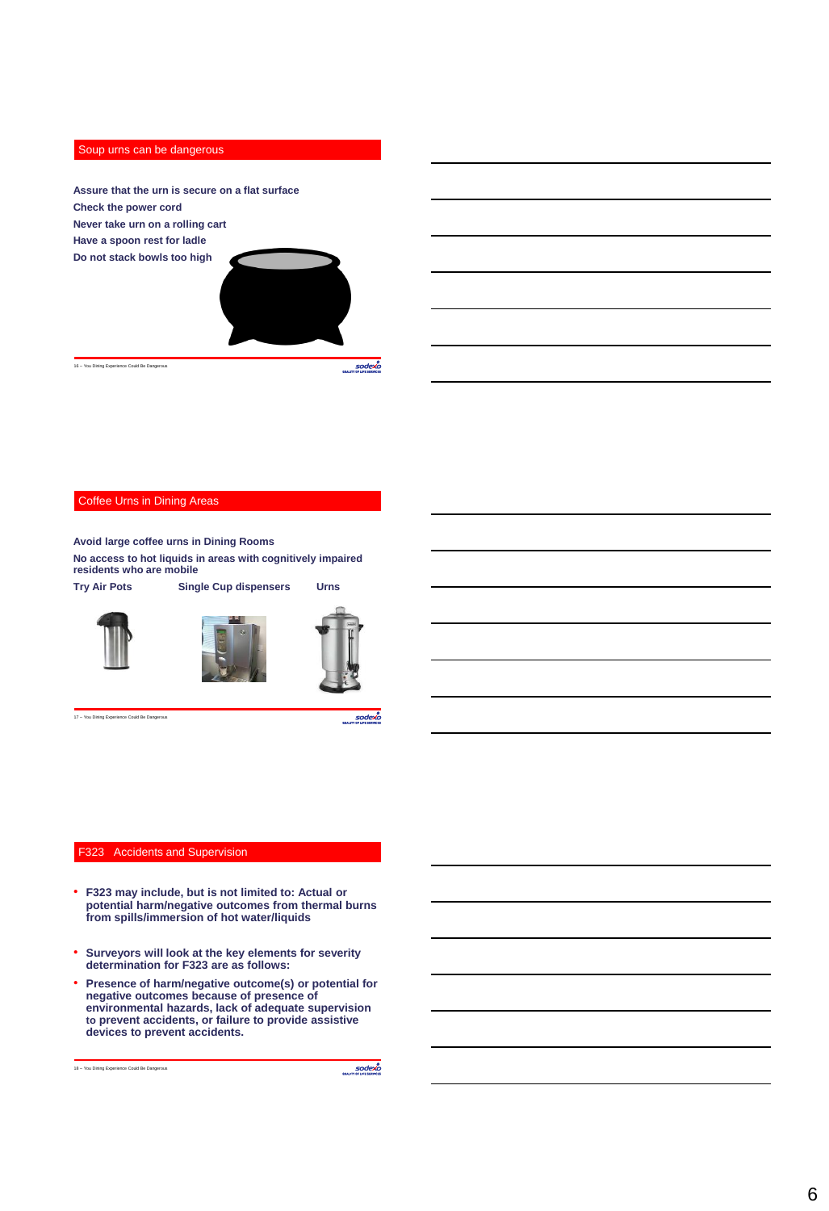## Soup urns can be dangerous

**Assure that the urn is secure on a flat surface**

**Check the power cord**

**Never take urn on a rolling cart**

**Have a spoon rest for ladle**

**Do not stack bowls too high**

## Coffee Urns in Dining Areas

**Avoid large coffee urns in Dining Rooms**

**No access to hot liquids in areas with cognitively impaired residents who are mobile**

**Try Air Pots** **Single Cup dispensers** **Urns**

## F323 Accidents and Supervision

- **F323 may include, but is not limited to: Actual or potential harm/negative outcomes from thermal burns from spills/immersion of hot water/liquids**
- **Surveyors will look at the key elements for severity determination for F323 are as follows:**
- **Presence of harm/negative outcome(s) or potential for negative outcomes because of presence of environmental hazards, lack of adequate supervision to prevent accidents, or failure to provide assistive devices to prevent accidents.**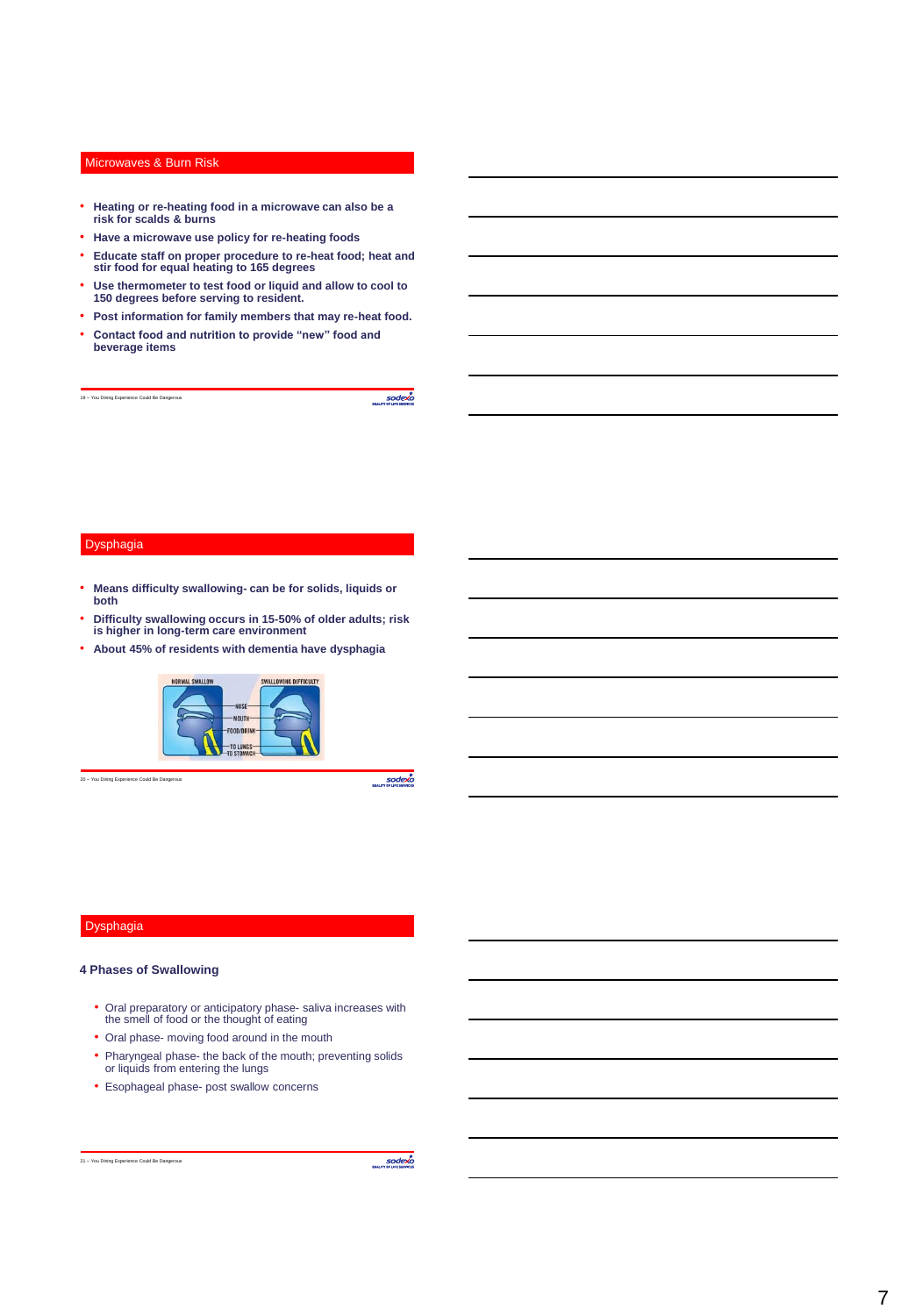## Microwaves & Burn Risk

- **Heating or re-heating food in a microwave can also be a risk for scalds & burns**
- **Have a microwave use policy for re-heating foods**
- **Educate staff on proper procedure to re-heat food; heat and stir food for equal heating to 165 degrees**
- **Use thermometer to test food or liquid and allow to cool to 150 degrees before serving to resident.**
- **Post information for family members that may re-heat food.**
- **Contact food and nutrition to provide "new" food and beverage items**

## Dysphagia

- **Means difficulty swallowing- can be for solids, liquids or both**
- **Difficulty swallowing occurs in 15-50% of older adults; risk is higher in long-term care environment**
- **About 45% of residents with dementia have dysphagia**

NORMAL SWALLOW

SWALLOWING DIFFICULTY

NOSE

MOUTH

FOOD/DRINK

TO LUNGS

TO STOMACH

## Dysphagia

**4 Phases of Swallowing**

- Oral preparatory or anticipatory phase- saliva increases with the smell of food or the thought of eating
- Oral phase- moving food around in the mouth
- Pharyngeal phase- the back of the mouth; preventing solids or liquids from entering the lungs
- Esophageal phase- post swallow concerns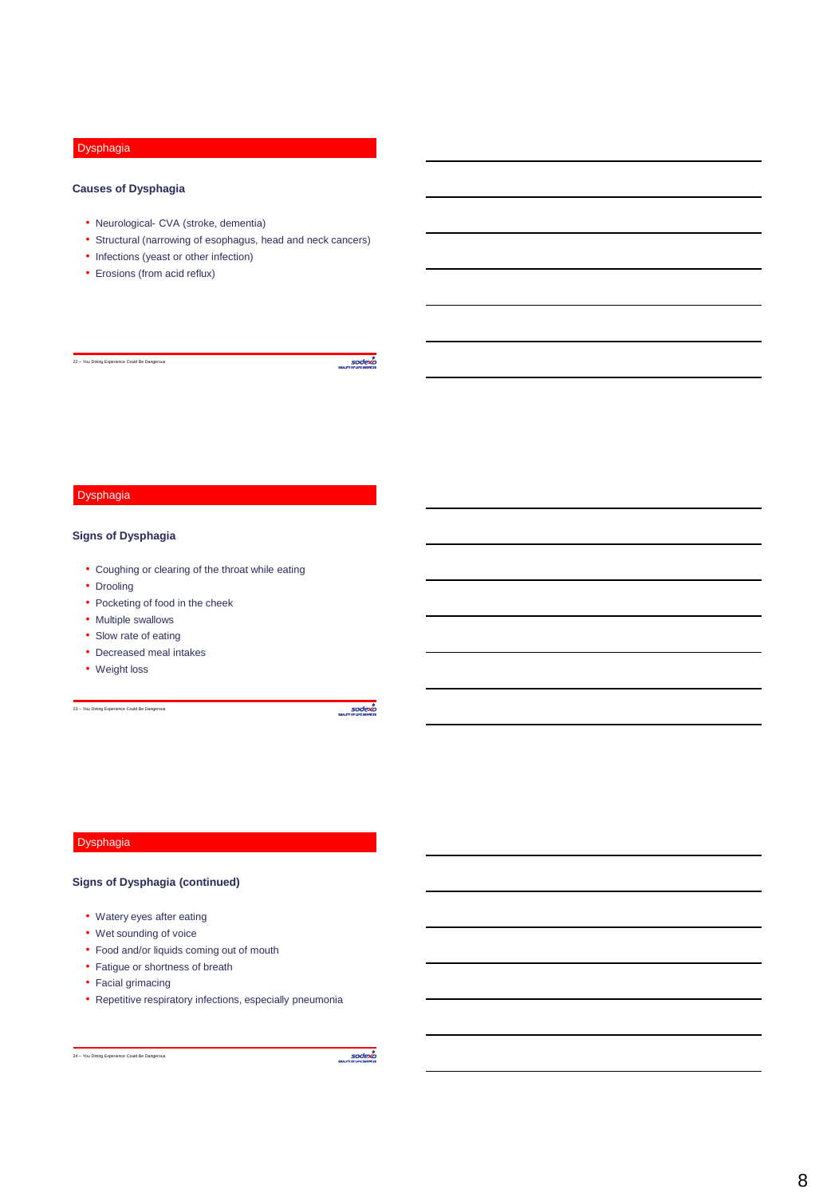## Dysphagia

### Causes of Dysphagia

- Neurological- CVA (stroke, dementia)
- Structural (narrowing of esophagus, head and neck cancers)
- Infections (yeast or other infection)
- Erosions (from acid reflux)

## Dysphagia

### Signs of Dysphagia

- Coughing or clearing of the throat while eating
- Drooling
- Pocketing of food in the cheek
- Multiple swallows
- Slow rate of eating
- Decreased meal intakes
- Weight loss

## Dysphagia

### Signs of Dysphagia (continued)

- Watery eyes after eating
- Wet sounding of voice
- Food and/or liquids coming out of mouth
- Fatigue or shortness of breath
- Facial grimacing
- Repetitive respiratory infections, especially pneumonia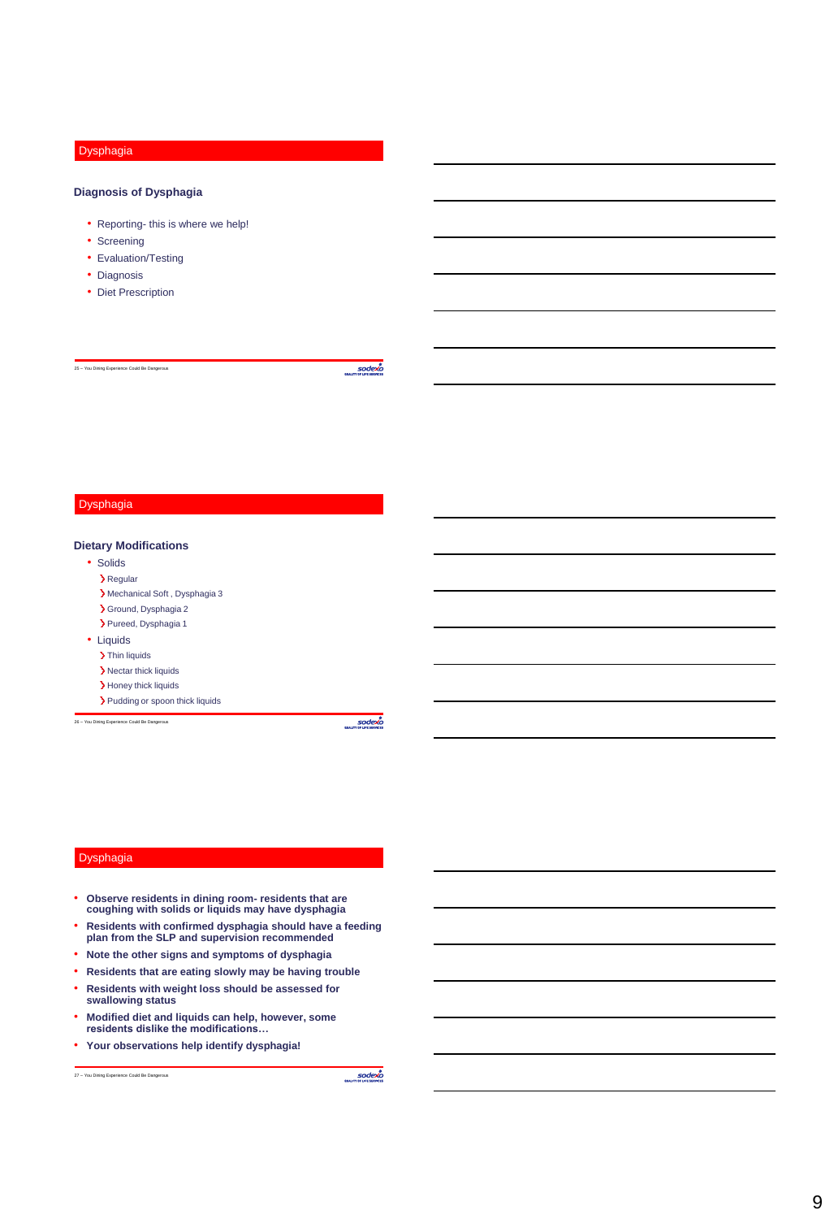## Dysphagia

### Diagnosis of Dysphagia

- Reporting- this is where we help!
- Screening
- Evaluation/Testing
- Diagnosis
- Diet Prescription

## Dysphagia

### Dietary Modifications

- Solids
  - Regular
  - Mechanical Soft , Dysphagia 3
  - Ground, Dysphagia 2
  - Pureed, Dysphagia 1
- Liquids
  - Thin liquids
  - Nectar thick liquids
  - Honey thick liquids
  - Pudding or spoon thick liquids

## Dysphagia

- **Observe residents in dining room- residents that are coughing with solids or liquids may have dysphagia**
- **Residents with confirmed dysphagia should have a feeding plan from the SLP and supervision recommended**
- **Note the other signs and symptoms of dysphagia**
- **Residents that are eating slowly may be having trouble**
- **Residents with weight loss should be assessed for swallowing status**
- **Modified diet and liquids can help, however, some residents dislike the modifications…**
- **Your observations help identify dysphagia!**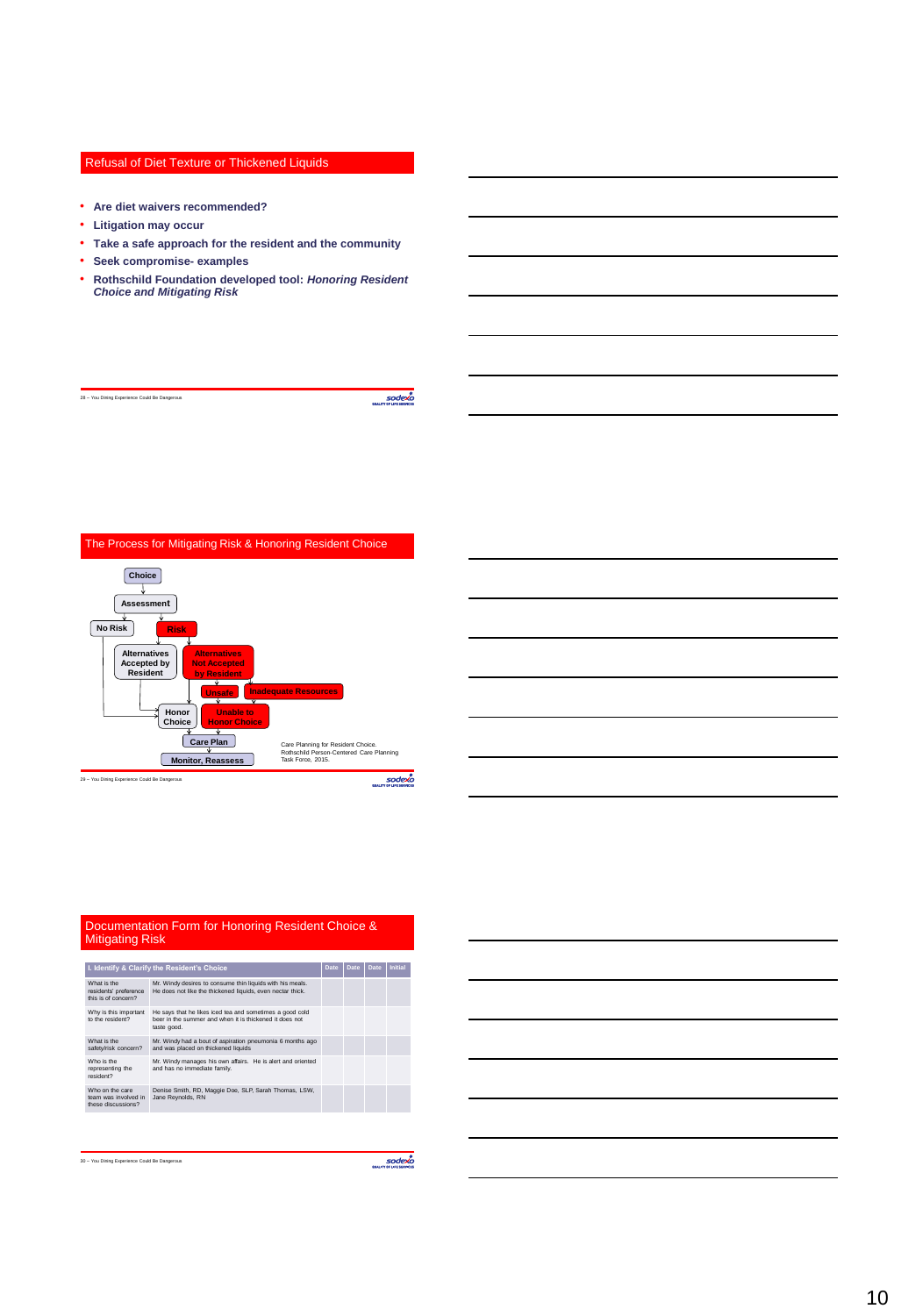## Refusal of Diet Texture or Thickened Liquids

- **Are diet waivers recommended?**
- **Litigation may occur**
- **Take a safe approach for the resident and the community**
- **Seek compromise- examples**
- **Rothschild Foundation developed tool: *Honoring Resident Choice and Mitigating Risk***

## The Process for Mitigating Risk & Honoring Resident Choice

Choice

Assessment

No Risk

Risk

Alternatives Accepted by Resident

Alternatives Not Accepted by Resident

Unsafe

Inadequate Resources

Honor Choice

Unable to Honor Choice

Care Plan

Monitor, Reassess

Care Planning for Resident Choice. Rothschild Person-Centered Care Planning Task Force, 2015.

## Documentation Form for Honoring Resident Choice & Mitigating Risk

| I. Identify & Clarify the Resident's Choice | | Date | Date | Date | Initial |
|---|---|---|---|---|---|
| What is the residents' preference this is of concern? | Mr. Windy desires to consume thin liquids with his meals. He does not like the thickened liquids, even nectar thick. | | | | |
| Why is this important to the resident? | He says that he likes iced tea and sometimes a good cold beer in the summer and when it is thickened it does not taste good. | | | | |
| What is the safety/risk concern? | Mr. Windy had a bout of aspiration pneumonia 6 months ago and was placed on thickened liquids | | | | |
| Who is the representing the resident? | Mr. Windy manages his own affairs. He is alert and oriented and has no immediate family. | | | | |
| Who on the care team was involved in these discussions? | Denise Smith, RD, Maggie Doe, SLP, Sarah Thomas, LSW, Jane Reynolds, RN | | | | |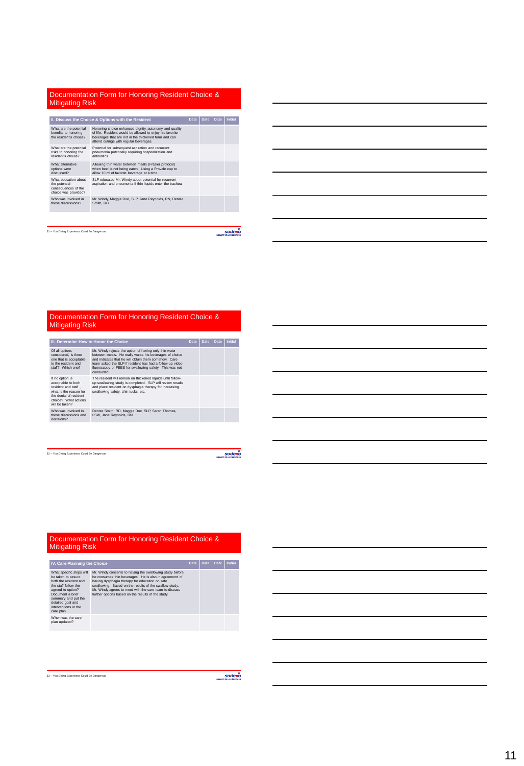## Documentation Form for Honoring Resident Choice & Mitigating Risk

| II. Discuss the Choice & Options with the Resident | | Date | Date | Date | Initial |
|---|---|---|---|---|---|
| What are the potential benefits to honoring the resident's choice? | Honoring choice enhances dignity, autonomy and quality of life. Resident would be allowed to enjoy his favorite beverages that are not in the thickened form and can attend outings with regular beverages. | | | | |
| What are the potential risks to honoring the resident's choice? | Potential for subsequent aspiration and recurrent pneumonia potentially requiring hospitalization and antibiotics. | | | | |
| What alternative options were discussed? | Allowing thin water between meals (Frazier protocol) when food is not being eaten. Using a Provale cup to allow 10 ml of favorite beverage at a time. | | | | |
| What education about the potential consequences of the choice was provided? | SLP educated Mr. Windy about potential for recurrent aspiration and pneumonia if thin liquids enter the trachea. | | | | |
| Who was involved in these discussions? | Mr. Windy, Maggie Doe, SLP, Jane Reynolds, RN, Denise Smith, RD | | | | |

31 – You Dining Experience Could Be Dangerous

## Documentation Form for Honoring Resident Choice & Mitigating Risk

| III. Determine How to Honor the Choice | | Date | Date | Date | Initial |
|---|---|---|---|---|---|
| Of all options considered, is there one that is acceptable to the resident and staff? Which one? | Mr. Windy rejects the option of having only thin water between meals. He really wants his beverages of choice and indicates that he will obtain them somehow. Care team asked the SLP if resident has had a follow-up video fluoroscopy or FEES for swallowing safety. This was not conducted. | | | | |
| If no option is acceptable to both resident and staff, what is the reason for the denial of resident choice? What actions will be taken? | The resident will remain on thickened liquids until follow-up swallowing study is completed. SLP will review results and place resident on dysphagia therapy for increasing swallowing safety, chin tucks, etc. | | | | |
| Who was involved in these discussions and decisions? | Denise Smith, RD, Maggie Doe, SLP, Sarah Thomas, LSW, Jane Reynolds, RN | | | | |

32 – You Dining Experience Could Be Dangerous

## Documentation Form for Honoring Resident Choice & Mitigating Risk

| IV. Care Planning the Choice | | Date | Date | Date | Initial |
|---|---|---|---|---|---|
| What specific steps will be taken to assure both the resident and the staff follow the agreed to option? Document a brief summary and put the detailed goal and interventions in the care plan. | Mr. Windy consents to having the swallowing study before he consumes thin beverages. He is also in agreement of having dysphagia therapy for education on safe swallowing. Based on the results of the swallow study, Mr. Windy agrees to meet with the care team to discuss further options based on the results of the study. | | | | |
| When was the care plan updated? | | | | | |

33 – You Dining Experience Could Be Dangerous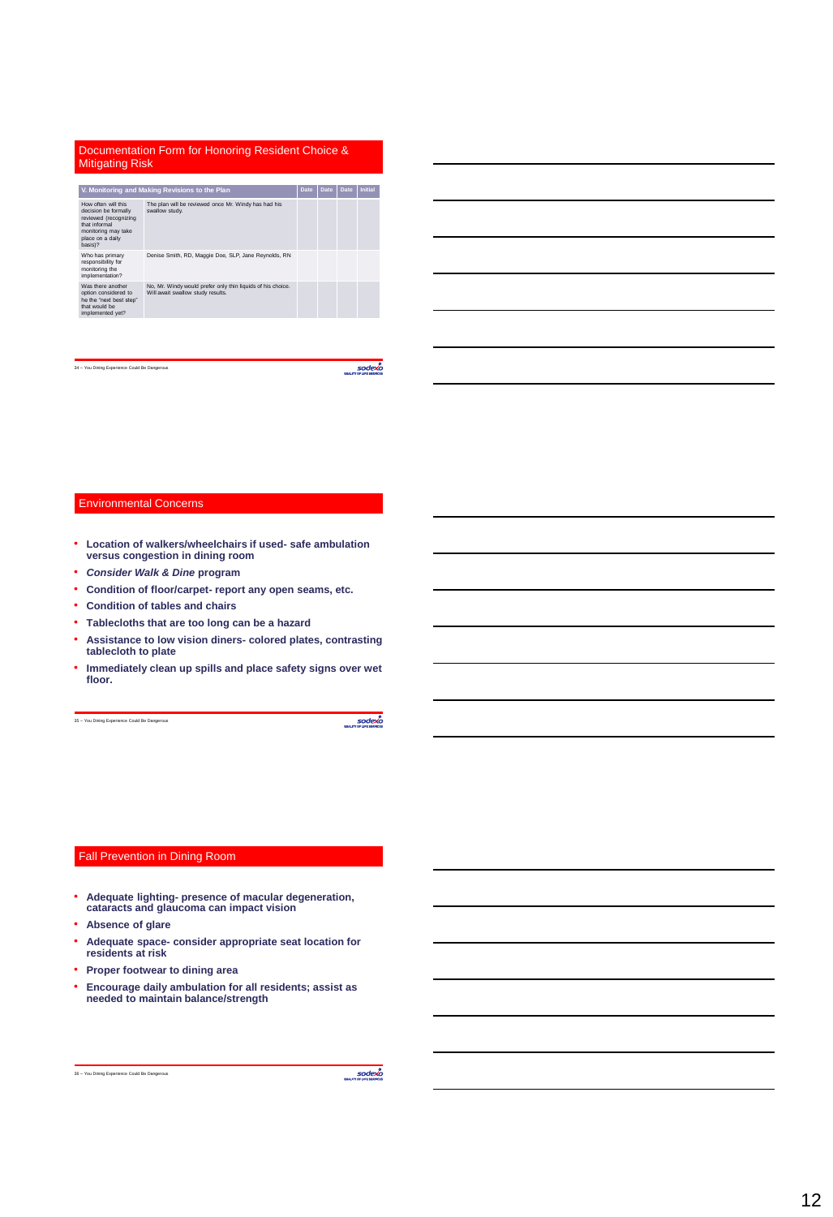## Documentation Form for Honoring Resident Choice & Mitigating Risk

| V. Monitoring and Making Revisions to the Plan | | Date | Date | Date | Initial |
|---|---|---|---|---|---|
| How often will this decision be formally reviewed (recognizing that informal monitoring may take place on a daily basis)? | The plan will be reviewed once Mr. Windy has had his swallow study. | | | | |
| Who has primary responsibility for monitoring the implementation? | Denise Smith, RD, Maggie Doe, SLP, Jane Reynolds, RN | | | | |
| Was there another option considered to be the "next best step" that would be implemented yet? | No, Mr. Windy would prefer only thin liquids of his choice. Will await swallow study results. | | | | |

## Environmental Concerns

- **Location of walkers/wheelchairs if used- safe ambulation versus congestion in dining room**
- ***Consider Walk & Dine* program**
- **Condition of floor/carpet- report any open seams, etc.**
- **Condition of tables and chairs**
- **Tablecloths that are too long can be a hazard**
- **Assistance to low vision diners- colored plates, contrasting tablecloth to plate**
- **Immediately clean up spills and place safety signs over wet floor.**

## Fall Prevention in Dining Room

- **Adequate lighting- presence of macular degeneration, cataracts and glaucoma can impact vision**
- **Absence of glare**
- **Adequate space- consider appropriate seat location for residents at risk**
- **Proper footwear to dining area**
- **Encourage daily ambulation for all residents; assist as needed to maintain balance/strength**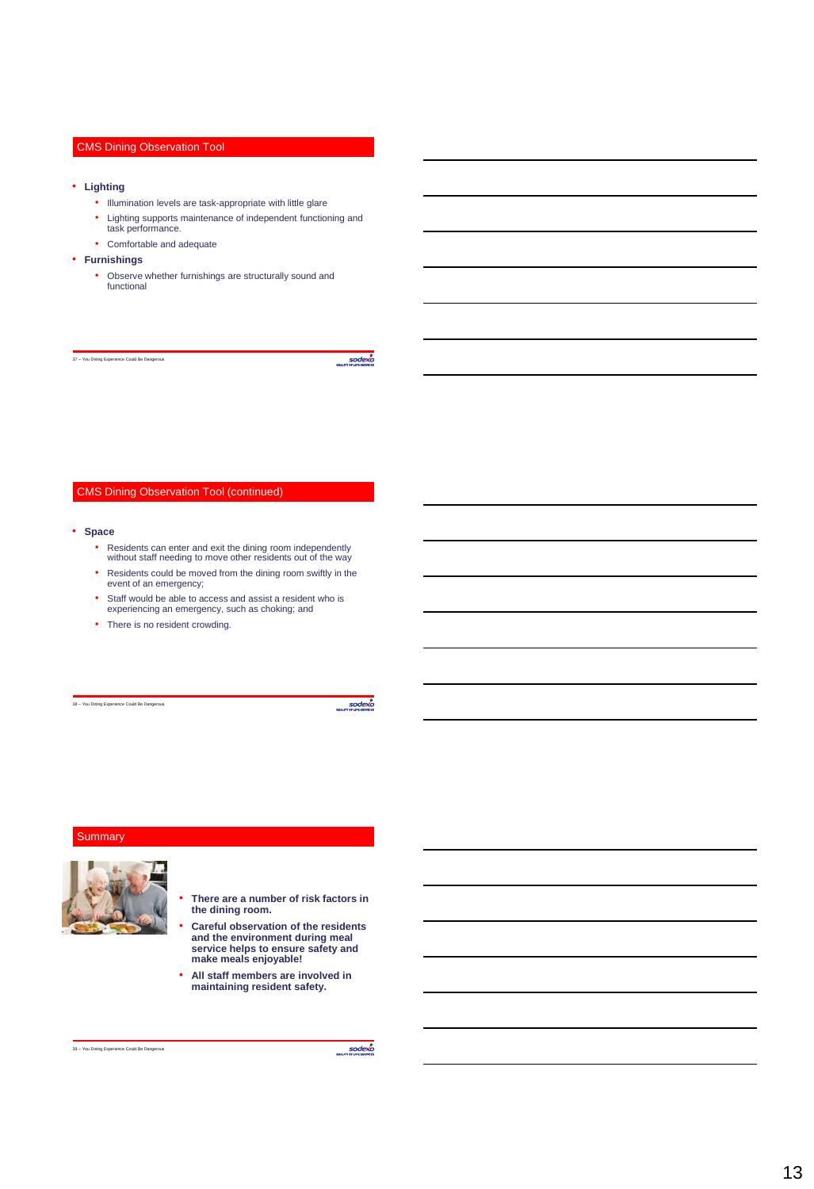## CMS Dining Observation Tool

- **Lighting**
  - Illumination levels are task-appropriate with little glare
  - Lighting supports maintenance of independent functioning and task performance.
  - Comfortable and adequate
- **Furnishings**
  - Observe whether furnishings are structurally sound and functional

37 – You Dining Experience Could Be Dangerous

## CMS Dining Observation Tool (continued)

- **Space**
  - Residents can enter and exit the dining room independently without staff needing to move other residents out of the way
  - Residents could be moved from the dining room swiftly in the event of an emergency;
  - Staff would be able to access and assist a resident who is experiencing an emergency, such as choking; and
  - There is no resident crowding.

38 – You Dining Experience Could Be Dangerous

## Summary

- **There are a number of risk factors in the dining room.**
- **Careful observation of the residents and the environment during meal service helps to ensure safety and make meals enjoyable!**
- **All staff members are involved in maintaining resident safety.**

39 – You Dining Experience Could Be Dangerous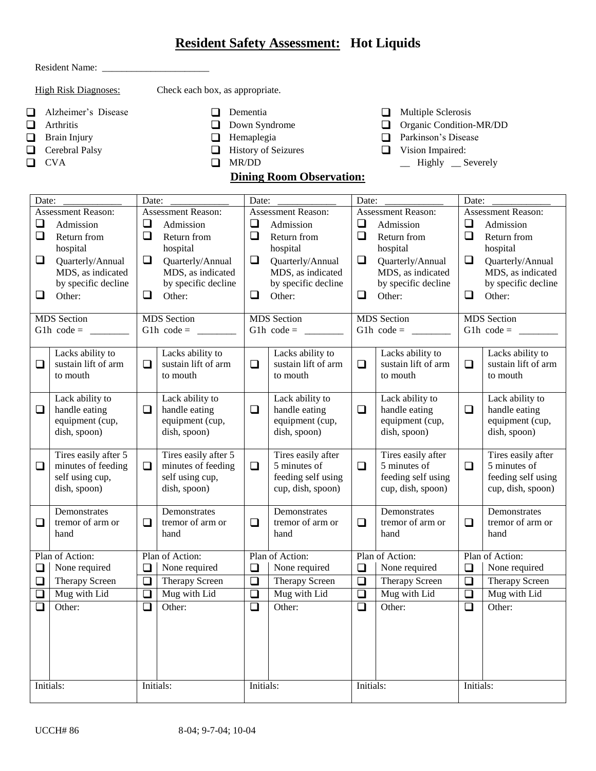# **Resident Safety Assessment: Hot Liquids**

Resident Name: ______________________

High Risk Diagnoses: Check each box, as appropriate.

- ❑ Alzheimer's Disease
- ❑ Arthritis
- ❑ Brain Injury
- ❑ Cerebral Palsy
- ❑ CVA
- ❑ Dementia
- ❑ Down Syndrome
- ❑ Hemaplegia
- ❑ History of Seizures
- ❑ MR/DD
- ❑ Multiple Sclerosis
- ❑ Organic Condition-MR/DD
- ❑ Parkinson's Disease
- ❑ Vision Impaired: __ Highly __ Severely

## **Dining Room Observation:**

| Date: ____________ | Date: ____________ | Date: ____________ | Date: ____________ | Date: ____________ |
|---|---|---|---|---|
| Assessment Reason:<br>❑ Admission<br>❑ Return from hospital<br>❑ Quarterly/Annual MDS, as indicated by specific decline<br>❑ Other: | Assessment Reason:<br>❑ Admission<br>❑ Return from hospital<br>❑ Quarterly/Annual MDS, as indicated by specific decline<br>❑ Other: | Assessment Reason:<br>❑ Admission<br>❑ Return from hospital<br>❑ Quarterly/Annual MDS, as indicated by specific decline<br>❑ Other: | Assessment Reason:<br>❑ Admission<br>❑ Return from hospital<br>❑ Quarterly/Annual MDS, as indicated by specific decline<br>❑ Other: | Assessment Reason:<br>❑ Admission<br>❑ Return from hospital<br>❑ Quarterly/Annual MDS, as indicated by specific decline<br>❑ Other: |
| MDS Section G1h code = ________ | MDS Section G1h code = ________ | MDS Section G1h code = ________ | MDS Section G1h code = ________ | MDS Section G1h code = ________ |
| ❑ Lacks ability to sustain lift of arm to mouth | ❑ Lacks ability to sustain lift of arm to mouth | ❑ Lacks ability to sustain lift of arm to mouth | ❑ Lacks ability to sustain lift of arm to mouth | ❑ Lacks ability to sustain lift of arm to mouth |
| ❑ Lack ability to handle eating equipment (cup, dish, spoon) | ❑ Lack ability to handle eating equipment (cup, dish, spoon) | ❑ Lack ability to handle eating equipment (cup, dish, spoon) | ❑ Lack ability to handle eating equipment (cup, dish, spoon) | ❑ Lack ability to handle eating equipment (cup, dish, spoon) |
| ❑ Tires easily after 5 minutes of feeding self using cup, dish, spoon) | ❑ Tires easily after 5 minutes of feeding self using cup, dish, spoon) | ❑ Tires easily after 5 minutes of feeding self using cup, dish, spoon) | ❑ Tires easily after 5 minutes of feeding self using cup, dish, spoon) | ❑ Tires easily after 5 minutes of feeding self using cup, dish, spoon) |
| ❑ Demonstrates tremor of arm or hand | ❑ Demonstrates tremor of arm or hand | ❑ Demonstrates tremor of arm or hand | ❑ Demonstrates tremor of arm or hand | ❑ Demonstrates tremor of arm or hand |
| Plan of Action:<br>❑ None required<br>❑ Therapy Screen<br>❑ Mug with Lid<br>❑ Other: | Plan of Action:<br>❑ None required<br>❑ Therapy Screen<br>❑ Mug with Lid<br>❑ Other: | Plan of Action:<br>❑ None required<br>❑ Therapy Screen<br>❑ Mug with Lid<br>❑ Other: | Plan of Action:<br>❑ None required<br>❑ Therapy Screen<br>❑ Mug with Lid<br>❑ Other: | Plan of Action:<br>❑ None required<br>❑ Therapy Screen<br>❑ Mug with Lid<br>❑ Other: |
| Initials: | Initials: | Initials: | Initials: | Initials: |

UCCH# 86 8-04; 9-7-04; 10-04